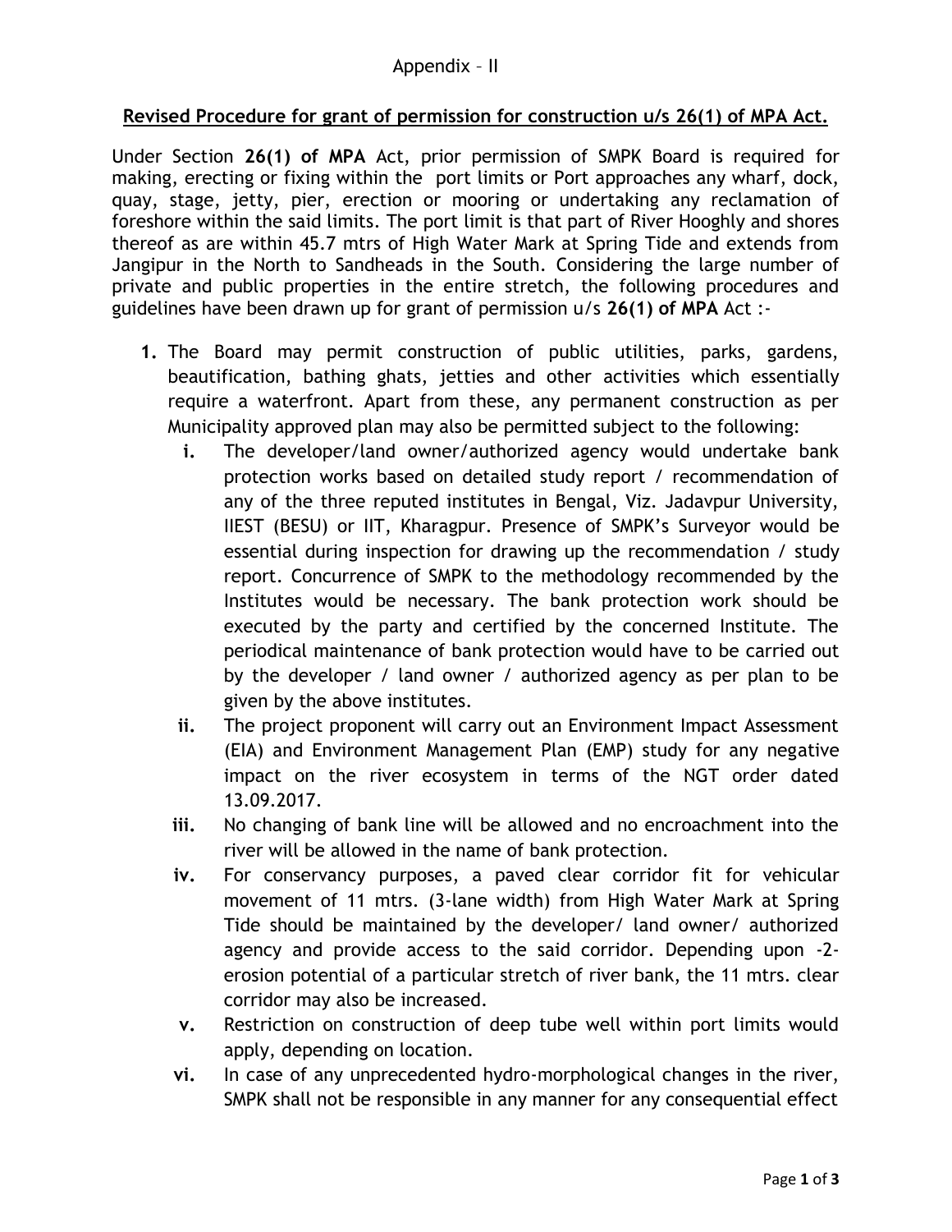Appendix – II

## Revised Procedure for grant of permission for construction u/s 26(1) of MPA Act.

Under Section **26(1) of MPA** Act, prior permission of SMPK Board is required for making, erecting or fixing within the port limits or Port approaches any wharf, dock, quay, stage, jetty, pier, erection or mooring or undertaking any reclamation of foreshore within the said limits. The port limit is that part of River Hooghly and shores thereof as are within 45.7 mtrs of High Water Mark at Spring Tide and extends from Jangipur in the North to Sandheads in the South. Considering the large number of private and public properties in the entire stretch, the following procedures and guidelines have been drawn up for grant of permission u/s **26(1) of MPA** Act :-

1. The Board may permit construction of public utilities, parks, gardens, beautification, bathing ghats, jetties and other activities which essentially require a waterfront. Apart from these, any permanent construction as per Municipality approved plan may also be permitted subject to the following:
   - **i.** The developer/land owner/authorized agency would undertake bank protection works based on detailed study report / recommendation of any of the three reputed institutes in Bengal, Viz. Jadavpur University, IIEST (BESU) or IIT, Kharagpur. Presence of SMPK's Surveyor would be essential during inspection for drawing up the recommendation / study report. Concurrence of SMPK to the methodology recommended by the Institutes would be necessary. The bank protection work should be executed by the party and certified by the concerned Institute. The periodical maintenance of bank protection would have to be carried out by the developer / land owner / authorized agency as per plan to be given by the above institutes.
   - **ii.** The project proponent will carry out an Environment Impact Assessment (EIA) and Environment Management Plan (EMP) study for any negative impact on the river ecosystem in terms of the NGT order dated 13.09.2017.
   - **iii.** No changing of bank line will be allowed and no encroachment into the river will be allowed in the name of bank protection.
   - **iv.** For conservancy purposes, a paved clear corridor fit for vehicular movement of 11 mtrs. (3-lane width) from High Water Mark at Spring Tide should be maintained by the developer/ land owner/ authorized agency and provide access to the said corridor. Depending upon -2- erosion potential of a particular stretch of river bank, the 11 mtrs. clear corridor may also be increased.
   - **v.** Restriction on construction of deep tube well within port limits would apply, depending on location.
   - **vi.** In case of any unprecedented hydro-morphological changes in the river, SMPK shall not be responsible in any manner for any consequential effect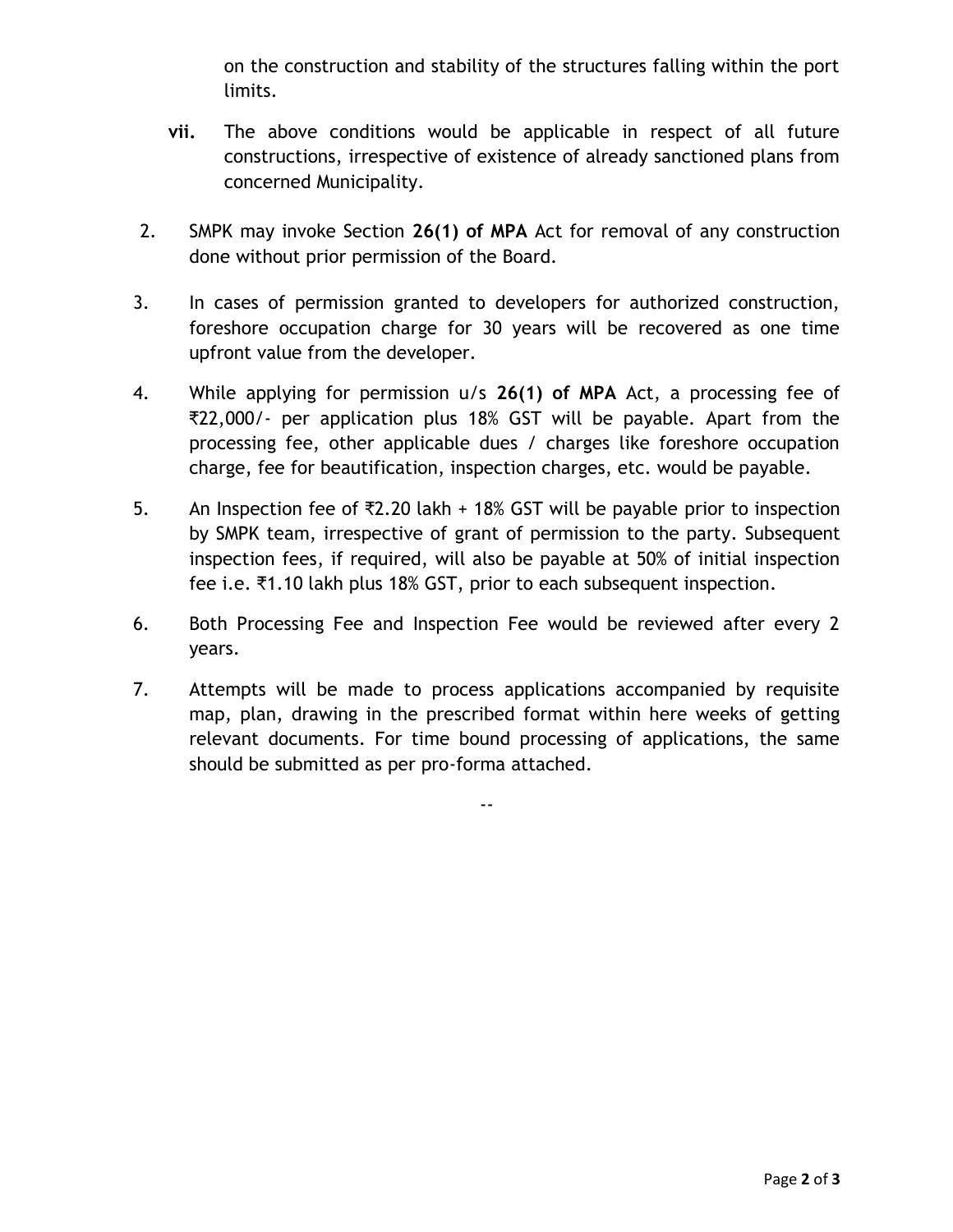on the construction and stability of the structures falling within the port limits.

**vii.** The above conditions would be applicable in respect of all future constructions, irrespective of existence of already sanctioned plans from concerned Municipality.

2. SMPK may invoke Section **26(1) of MPA** Act for removal of any construction done without prior permission of the Board.

3. In cases of permission granted to developers for authorized construction, foreshore occupation charge for 30 years will be recovered as one time upfront value from the developer.

4. While applying for permission u/s **26(1) of MPA** Act, a processing fee of ₹22,000/- per application plus 18% GST will be payable. Apart from the processing fee, other applicable dues / charges like foreshore occupation charge, fee for beautification, inspection charges, etc. would be payable.

5. An Inspection fee of ₹2.20 lakh + 18% GST will be payable prior to inspection by SMPK team, irrespective of grant of permission to the party. Subsequent inspection fees, if required, will also be payable at 50% of initial inspection fee i.e. ₹1.10 lakh plus 18% GST, prior to each subsequent inspection.

6. Both Processing Fee and Inspection Fee would be reviewed after every 2 years.

7. Attempts will be made to process applications accompanied by requisite map, plan, drawing in the prescribed format within here weeks of getting relevant documents. For time bound processing of applications, the same should be submitted as per pro-forma attached.

--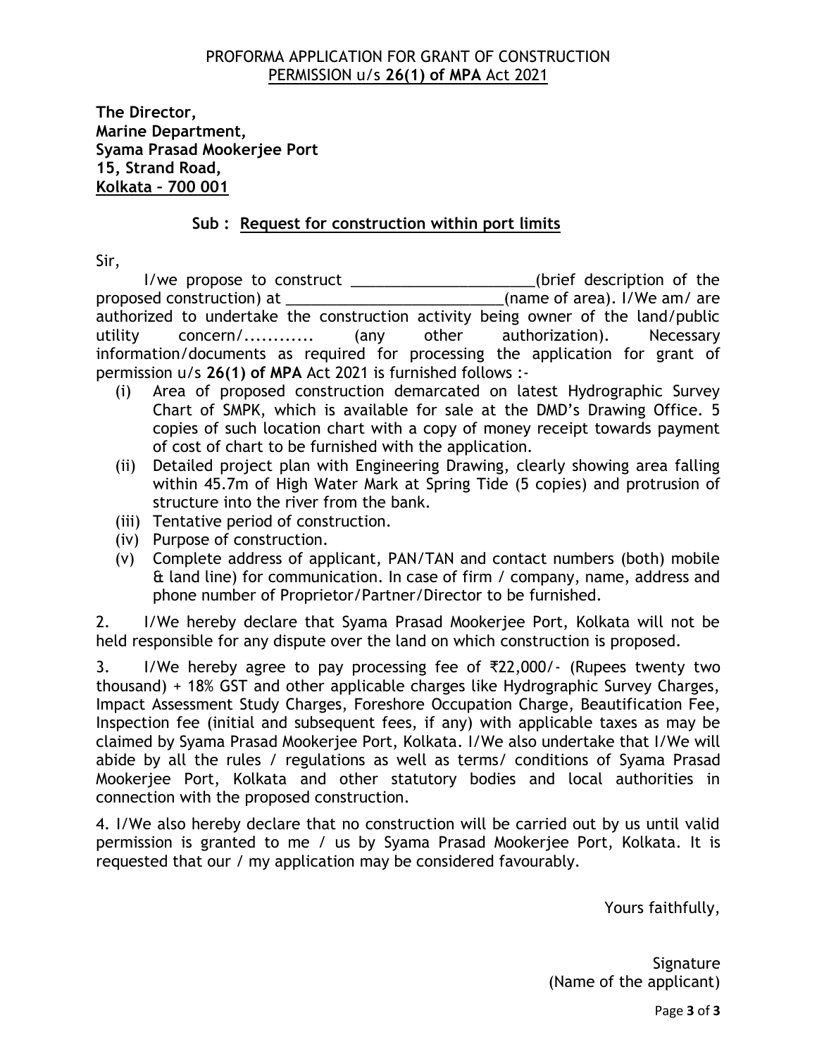PROFORMA APPLICATION FOR GRANT OF CONSTRUCTION PERMISSION u/s **26(1) of MPA** Act 2021

**The Director,**
**Marine Department,**
**Syama Prasad Mookerjee Port**
**15, Strand Road,**
**Kolkata – 700 001**

**Sub : Request for construction within port limits**

Sir,

I/we propose to construct ______________________(brief description of the proposed construction) at ___________________________(name of area). I/We am/ are authorized to undertake the construction activity being owner of the land/public utility concern/............ (any other authorization). Necessary information/documents as required for processing the application for grant of permission u/s **26(1) of MPA** Act 2021 is furnished follows :-

(i) Area of proposed construction demarcated on latest Hydrographic Survey Chart of SMPK, which is available for sale at the DMD's Drawing Office. 5 copies of such location chart with a copy of money receipt towards payment of cost of chart to be furnished with the application.
(ii) Detailed project plan with Engineering Drawing, clearly showing area falling within 45.7m of High Water Mark at Spring Tide (5 copies) and protrusion of structure into the river from the bank.
(iii) Tentative period of construction.
(iv) Purpose of construction.
(v) Complete address of applicant, PAN/TAN and contact numbers (both) mobile & land line) for communication. In case of firm / company, name, address and phone number of Proprietor/Partner/Director to be furnished.

2. I/We hereby declare that Syama Prasad Mookerjee Port, Kolkata will not be held responsible for any dispute over the land on which construction is proposed.

3. I/We hereby agree to pay processing fee of ₹22,000/- (Rupees twenty two thousand) + 18% GST and other applicable charges like Hydrographic Survey Charges, Impact Assessment Study Charges, Foreshore Occupation Charge, Beautification Fee, Inspection fee (initial and subsequent fees, if any) with applicable taxes as may be claimed by Syama Prasad Mookerjee Port, Kolkata. I/We also undertake that I/We will abide by all the rules / regulations as well as terms/ conditions of Syama Prasad Mookerjee Port, Kolkata and other statutory bodies and local authorities in connection with the proposed construction.

4. I/We also hereby declare that no construction will be carried out by us until valid permission is granted to me / us by Syama Prasad Mookerjee Port, Kolkata. It is requested that our / my application may be considered favourably.

Yours faithfully,

Signature
(Name of the applicant)